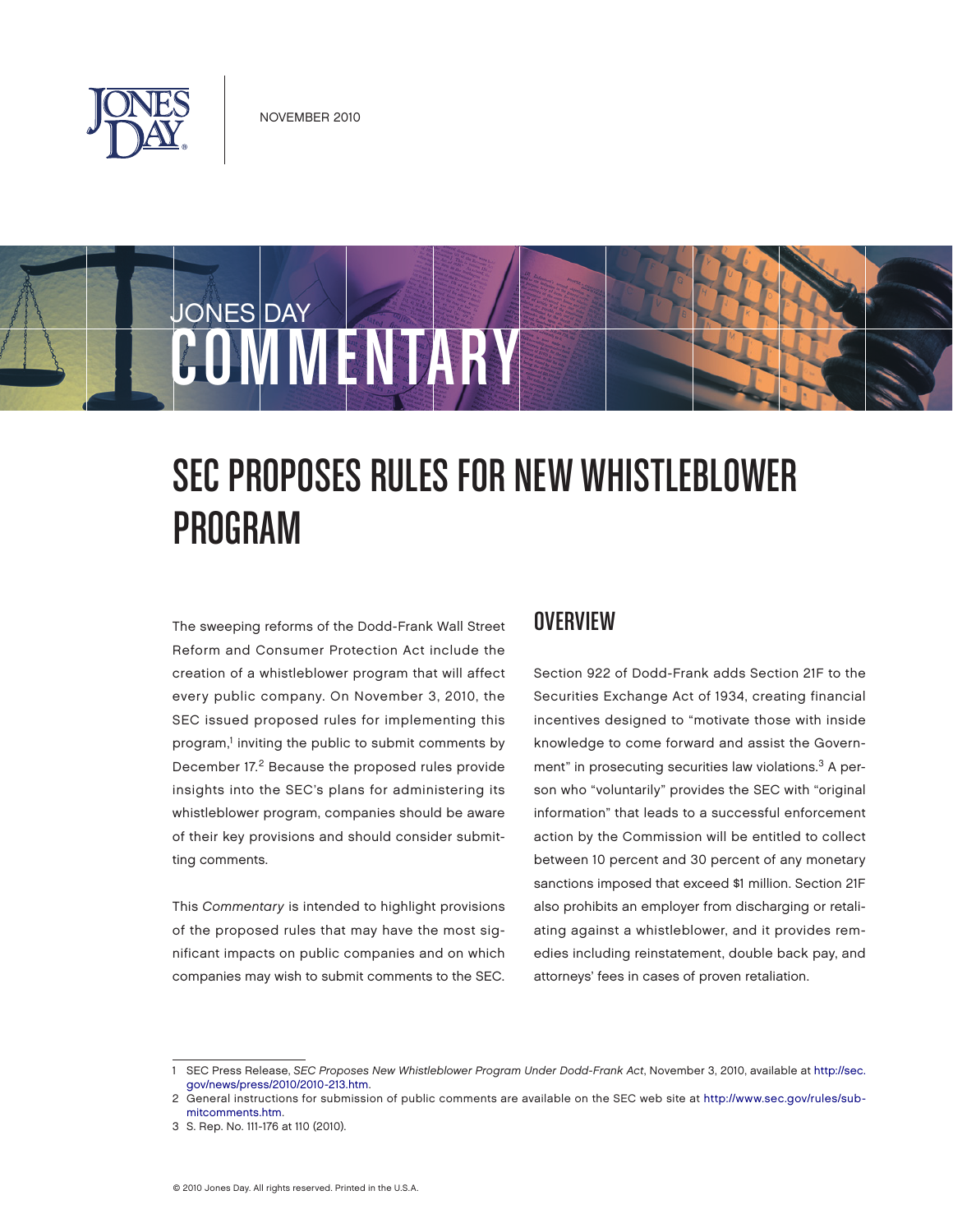NOVEMBER 2010

JONES DAY COMMENTARY

# SEC PROPOSES RULES FOR NEW WHISTLEBLOWER PROGRAM

The sweeping reforms of the Dodd-Frank Wall Street Reform and Consumer Protection Act include the creation of a whistleblower program that will affect every public company. On November 3, 2010, the SEC issued proposed rules for implementing this program,[1] inviting the public to submit comments by December 17.[2] Because the proposed rules provide insights into the SEC's plans for administering its whistleblower program, companies should be aware of their key provisions and should consider submitting comments.

This *Commentary* is intended to highlight provisions of the proposed rules that may have the most significant impacts on public companies and on which companies may wish to submit comments to the SEC.

## OVERVIEW

Section 922 of Dodd-Frank adds Section 21F to the Securities Exchange Act of 1934, creating financial incentives designed to "motivate those with inside knowledge to come forward and assist the Government" in prosecuting securities law violations.[3] A person who "voluntarily" provides the SEC with "original information" that leads to a successful enforcement action by the Commission will be entitled to collect between 10 percent and 30 percent of any monetary sanctions imposed that exceed $1 million. Section 21F also prohibits an employer from discharging or retaliating against a whistleblower, and it provides remedies including reinstatement, double back pay, and attorneys' fees in cases of proven retaliation.

1 SEC Press Release, *SEC Proposes New Whistleblower Program Under Dodd-Frank Act*, November 3, 2010, available at http://sec.gov/news/press/2010/2010-213.htm.

2 General instructions for submission of public comments are available on the SEC web site at http://www.sec.gov/rules/submitcomments.htm.

3 S. Rep. No. 111-176 at 110 (2010).

© 2010 Jones Day. All rights reserved. Printed in the U.S.A.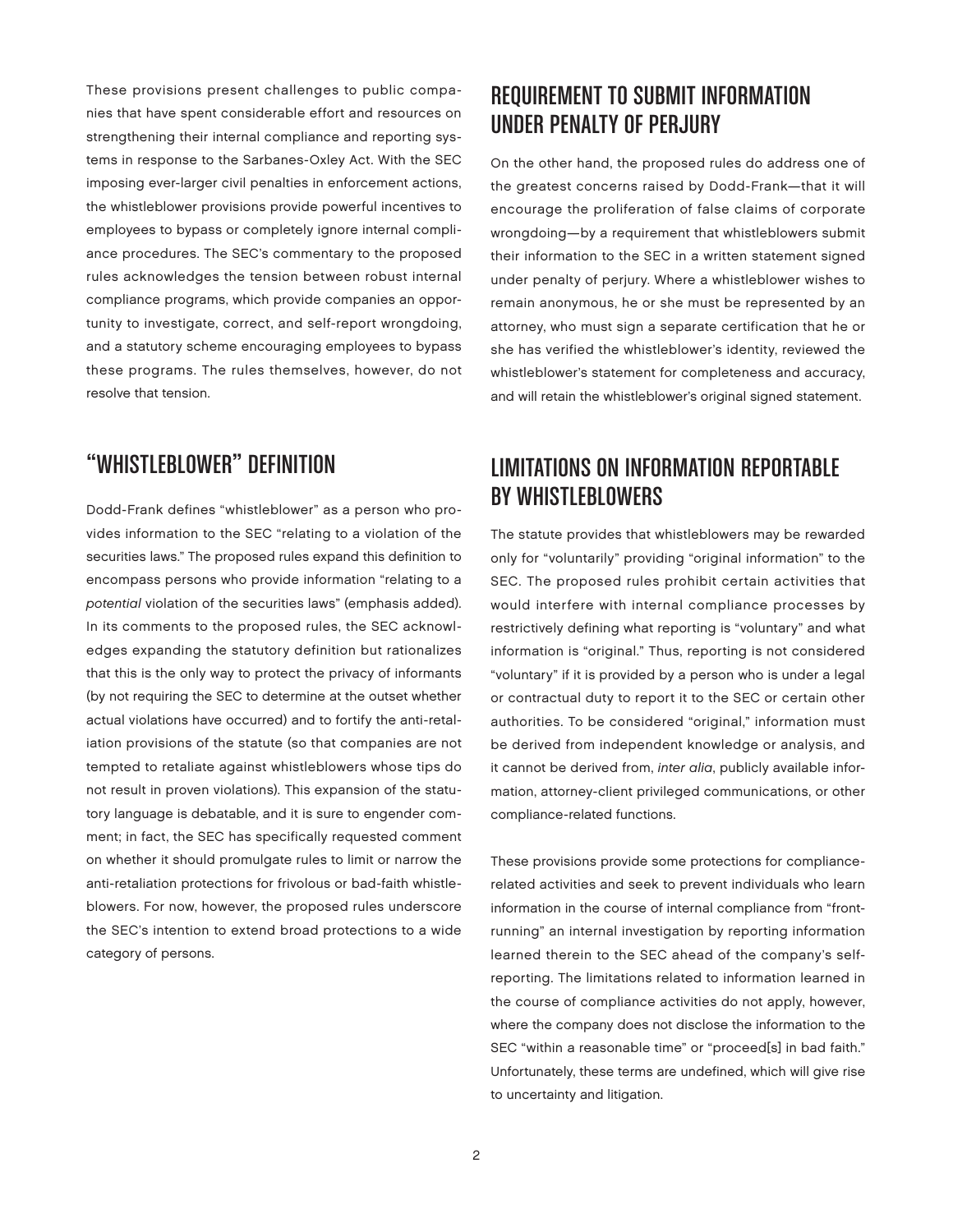These provisions present challenges to public companies that have spent considerable effort and resources on strengthening their internal compliance and reporting systems in response to the Sarbanes-Oxley Act. With the SEC imposing ever-larger civil penalties in enforcement actions, the whistleblower provisions provide powerful incentives to employees to bypass or completely ignore internal compliance procedures. The SEC's commentary to the proposed rules acknowledges the tension between robust internal compliance programs, which provide companies an opportunity to investigate, correct, and self-report wrongdoing, and a statutory scheme encouraging employees to bypass these programs. The rules themselves, however, do not resolve that tension.

## "WHISTLEBLOWER" DEFINITION

Dodd-Frank defines "whistleblower" as a person who provides information to the SEC "relating to a violation of the securities laws." The proposed rules expand this definition to encompass persons who provide information "relating to a *potential* violation of the securities laws" (emphasis added). In its comments to the proposed rules, the SEC acknowledges expanding the statutory definition but rationalizes that this is the only way to protect the privacy of informants (by not requiring the SEC to determine at the outset whether actual violations have occurred) and to fortify the anti-retaliation provisions of the statute (so that companies are not tempted to retaliate against whistleblowers whose tips do not result in proven violations). This expansion of the statutory language is debatable, and it is sure to engender comment; in fact, the SEC has specifically requested comment on whether it should promulgate rules to limit or narrow the anti-retaliation protections for frivolous or bad-faith whistleblowers. For now, however, the proposed rules underscore the SEC's intention to extend broad protections to a wide category of persons.

## REQUIREMENT TO SUBMIT INFORMATION UNDER PENALTY OF PERJURY

On the other hand, the proposed rules do address one of the greatest concerns raised by Dodd-Frank—that it will encourage the proliferation of false claims of corporate wrongdoing—by a requirement that whistleblowers submit their information to the SEC in a written statement signed under penalty of perjury. Where a whistleblower wishes to remain anonymous, he or she must be represented by an attorney, who must sign a separate certification that he or she has verified the whistleblower's identity, reviewed the whistleblower's statement for completeness and accuracy, and will retain the whistleblower's original signed statement.

## LIMITATIONS ON INFORMATION REPORTABLE BY WHISTLEBLOWERS

The statute provides that whistleblowers may be rewarded only for "voluntarily" providing "original information" to the SEC. The proposed rules prohibit certain activities that would interfere with internal compliance processes by restrictively defining what reporting is "voluntary" and what information is "original." Thus, reporting is not considered "voluntary" if it is provided by a person who is under a legal or contractual duty to report it to the SEC or certain other authorities. To be considered "original," information must be derived from independent knowledge or analysis, and it cannot be derived from, *inter alia*, publicly available information, attorney-client privileged communications, or other compliance-related functions.

These provisions provide some protections for compliance-related activities and seek to prevent individuals who learn information in the course of internal compliance from "front-running" an internal investigation by reporting information learned therein to the SEC ahead of the company's self-reporting. The limitations related to information learned in the course of compliance activities do not apply, however, where the company does not disclose the information to the SEC "within a reasonable time" or "proceed[s] in bad faith." Unfortunately, these terms are undefined, which will give rise to uncertainty and litigation.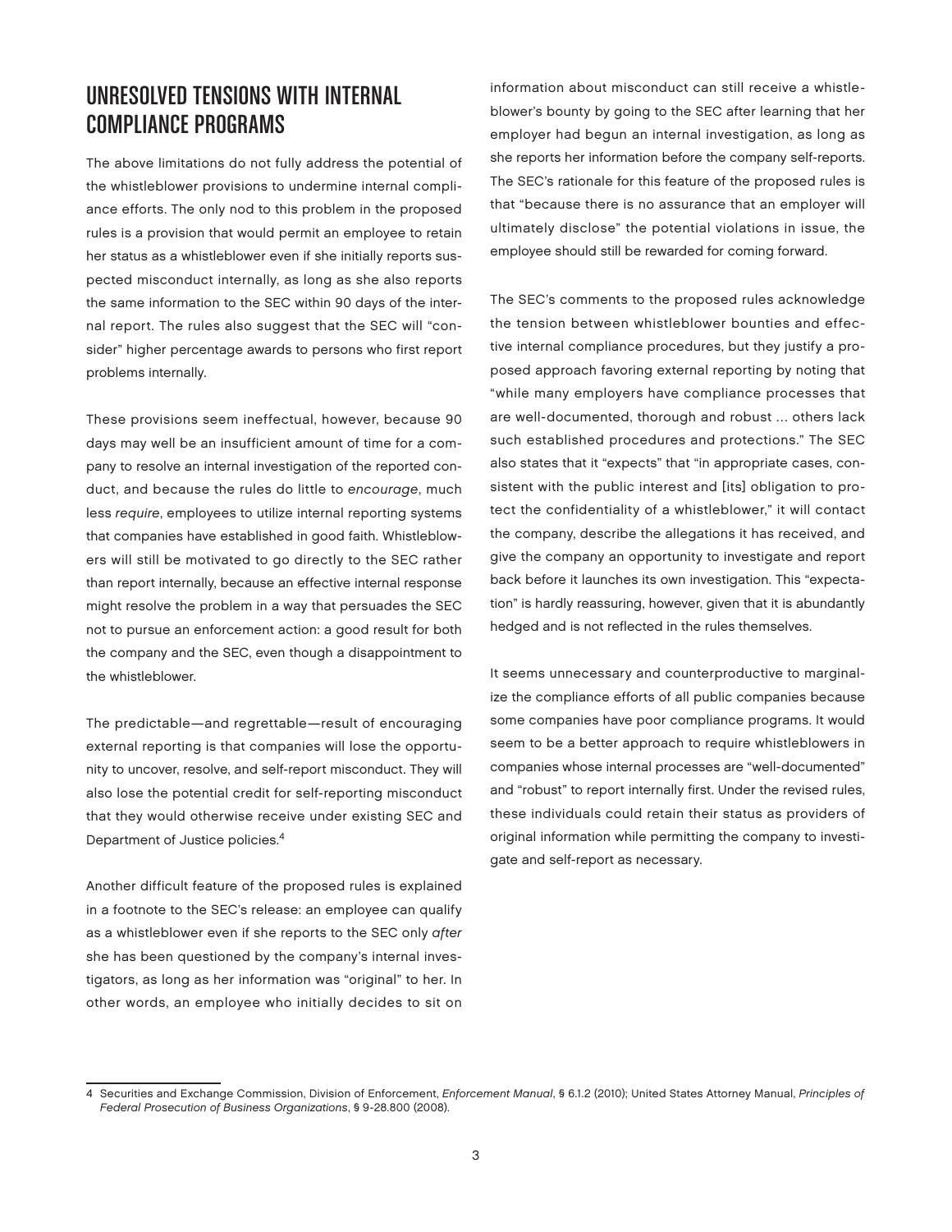## UNRESOLVED TENSIONS WITH INTERNAL COMPLIANCE PROGRAMS

The above limitations do not fully address the potential of the whistleblower provisions to undermine internal compliance efforts. The only nod to this problem in the proposed rules is a provision that would permit an employee to retain her status as a whistleblower even if she initially reports suspected misconduct internally, as long as she also reports the same information to the SEC within 90 days of the internal report. The rules also suggest that the SEC will "consider" higher percentage awards to persons who first report problems internally.

These provisions seem ineffectual, however, because 90 days may well be an insufficient amount of time for a company to resolve an internal investigation of the reported conduct, and because the rules do little to *encourage*, much less *require*, employees to utilize internal reporting systems that companies have established in good faith. Whistleblowers will still be motivated to go directly to the SEC rather than report internally, because an effective internal response might resolve the problem in a way that persuades the SEC not to pursue an enforcement action: a good result for both the company and the SEC, even though a disappointment to the whistleblower.

The predictable—and regrettable—result of encouraging external reporting is that companies will lose the opportunity to uncover, resolve, and self-report misconduct. They will also lose the potential credit for self-reporting misconduct that they would otherwise receive under existing SEC and Department of Justice policies.[4]

Another difficult feature of the proposed rules is explained in a footnote to the SEC's release: an employee can qualify as a whistleblower even if she reports to the SEC only *after* she has been questioned by the company's internal investigators, as long as her information was "original" to her. In other words, an employee who initially decides to sit on information about misconduct can still receive a whistleblower's bounty by going to the SEC after learning that her employer had begun an internal investigation, as long as she reports her information before the company self-reports. The SEC's rationale for this feature of the proposed rules is that "because there is no assurance that an employer will ultimately disclose" the potential violations in issue, the employee should still be rewarded for coming forward.

The SEC's comments to the proposed rules acknowledge the tension between whistleblower bounties and effective internal compliance procedures, but they justify a proposed approach favoring external reporting by noting that "while many employers have compliance processes that are well-documented, thorough and robust ... others lack such established procedures and protections." The SEC also states that it "expects" that "in appropriate cases, consistent with the public interest and [its] obligation to protect the confidentiality of a whistleblower," it will contact the company, describe the allegations it has received, and give the company an opportunity to investigate and report back before it launches its own investigation. This "expectation" is hardly reassuring, however, given that it is abundantly hedged and is not reflected in the rules themselves.

It seems unnecessary and counterproductive to marginalize the compliance efforts of all public companies because some companies have poor compliance programs. It would seem to be a better approach to require whistleblowers in companies whose internal processes are "well-documented" and "robust" to report internally first. Under the revised rules, these individuals could retain their status as providers of original information while permitting the company to investigate and self-report as necessary.

---

4 Securities and Exchange Commission, Division of Enforcement, *Enforcement Manual*, § 6.1.2 (2010); United States Attorney Manual, *Principles of Federal Prosecution of Business Organizations*, § 9-28.800 (2008).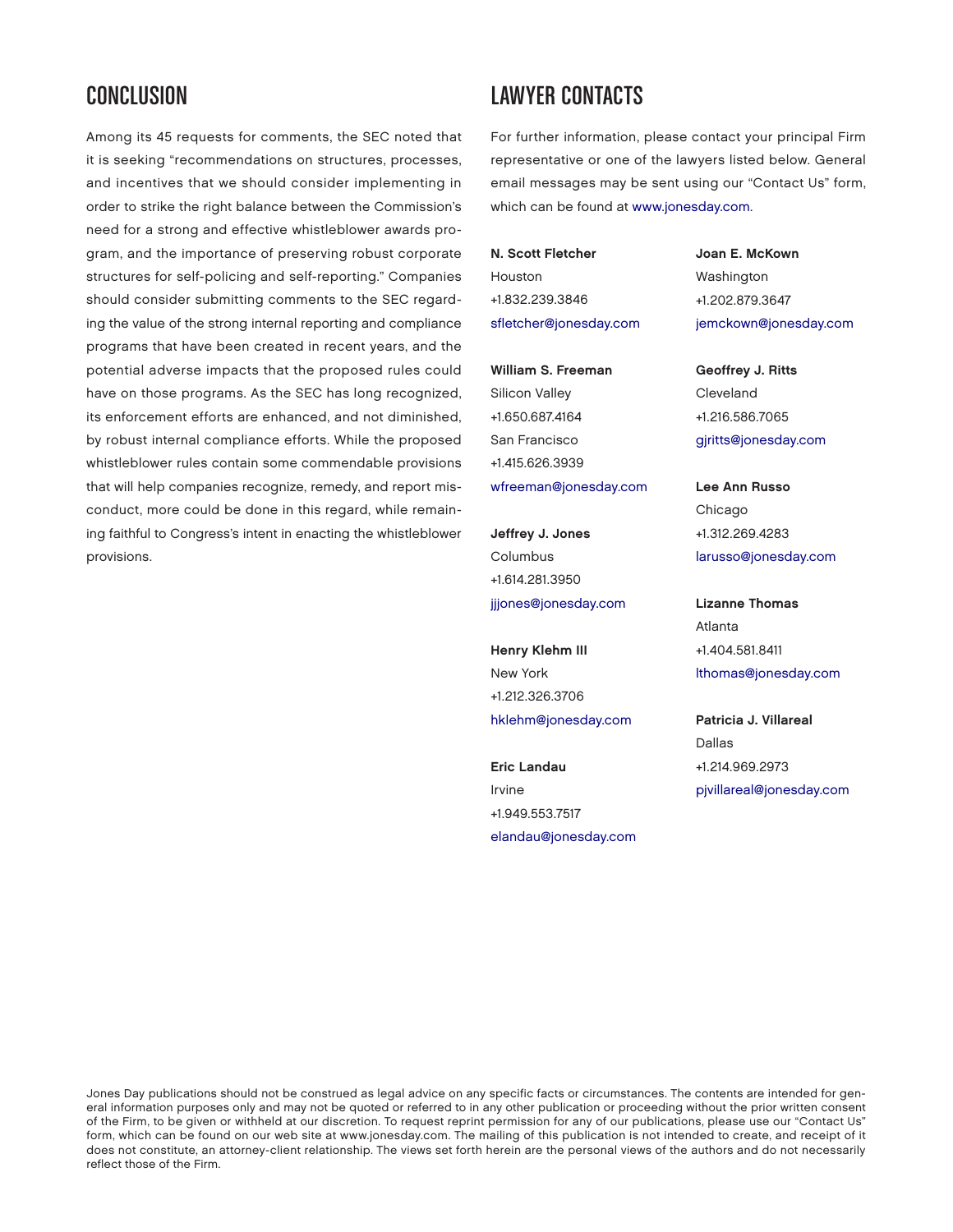## CONCLUSION

Among its 45 requests for comments, the SEC noted that it is seeking "recommendations on structures, processes, and incentives that we should consider implementing in order to strike the right balance between the Commission's need for a strong and effective whistleblower awards program, and the importance of preserving robust corporate structures for self-policing and self-reporting." Companies should consider submitting comments to the SEC regarding the value of the strong internal reporting and compliance programs that have been created in recent years, and the potential adverse impacts that the proposed rules could have on those programs. As the SEC has long recognized, its enforcement efforts are enhanced, and not diminished, by robust internal compliance efforts. While the proposed whistleblower rules contain some commendable provisions that will help companies recognize, remedy, and report misconduct, more could be done in this regard, while remaining faithful to Congress's intent in enacting the whistleblower provisions.

## LAWYER CONTACTS

For further information, please contact your principal Firm representative or one of the lawyers listed below. General email messages may be sent using our "Contact Us" form, which can be found at www.jonesday.com.

**N. Scott Fletcher**
Houston
+1.832.239.3846
sfletcher@jonesday.com

**William S. Freeman**
Silicon Valley
+1.650.687.4164
San Francisco
+1.415.626.3939
wfreeman@jonesday.com

**Jeffrey J. Jones**
Columbus
+1.614.281.3950
jjjones@jonesday.com

**Henry Klehm III**
New York
+1.212.326.3706
hklehm@jonesday.com

**Eric Landau**
Irvine
+1.949.553.7517
elandau@jonesday.com

**Joan E. McKown**
Washington
+1.202.879.3647
jemckown@jonesday.com

**Geoffrey J. Ritts**
Cleveland
+1.216.586.7065
gjritts@jonesday.com

**Lee Ann Russo**
Chicago
+1.312.269.4283
larusso@jonesday.com

**Lizanne Thomas**
Atlanta
+1.404.581.8411
lthomas@jonesday.com

**Patricia J. Villareal**
Dallas
+1.214.969.2973
pjvillareal@jonesday.com

Jones Day publications should not be construed as legal advice on any specific facts or circumstances. The contents are intended for general information purposes only and may not be quoted or referred to in any other publication or proceeding without the prior written consent of the Firm, to be given or withheld at our discretion. To request reprint permission for any of our publications, please use our "Contact Us" form, which can be found on our web site at www.jonesday.com. The mailing of this publication is not intended to create, and receipt of it does not constitute, an attorney-client relationship. The views set forth herein are the personal views of the authors and do not necessarily reflect those of the Firm.